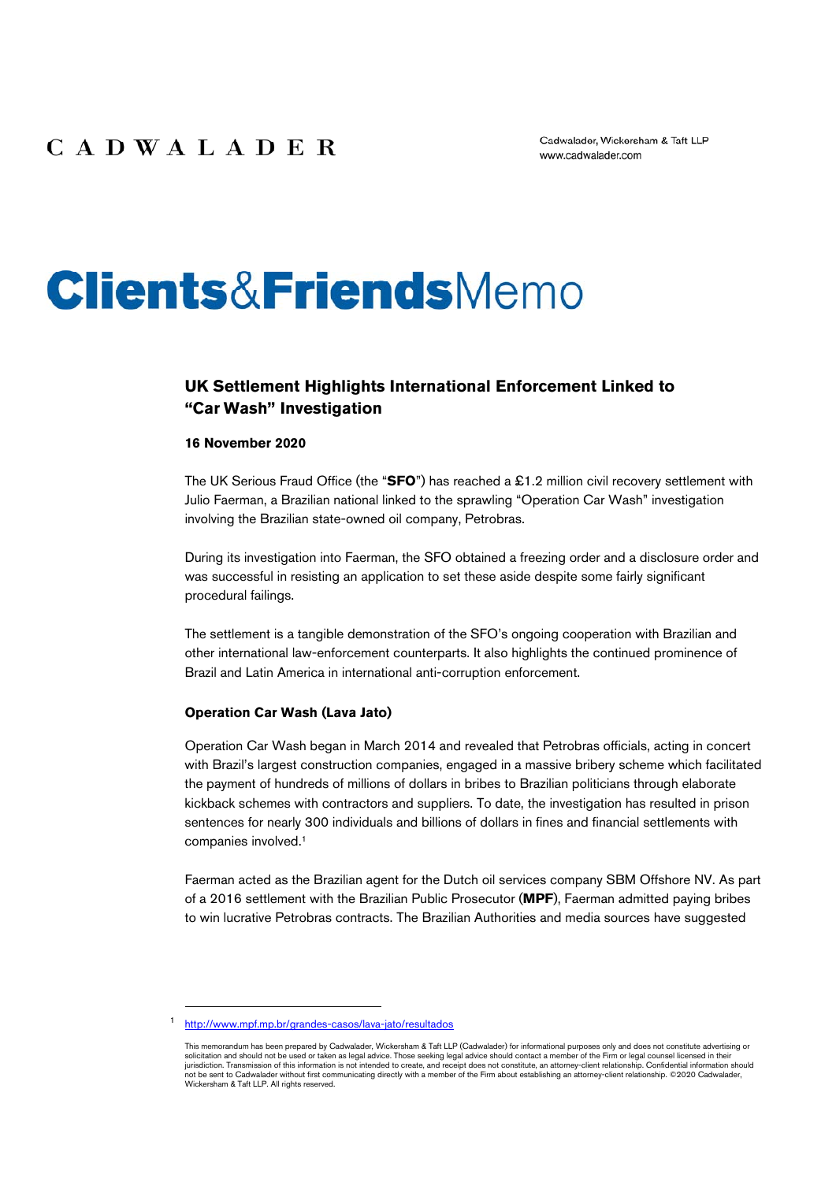CADWALADER

Cadwalader, Wickersham & Taft LLP
www.cadwalader.com

# Clients&FriendsMemo

## UK Settlement Highlights International Enforcement Linked to "Car Wash" Investigation

**16 November 2020**

The UK Serious Fraud Office (the "**SFO**") has reached a £1.2 million civil recovery settlement with Julio Faerman, a Brazilian national linked to the sprawling "Operation Car Wash" investigation involving the Brazilian state-owned oil company, Petrobras.

During its investigation into Faerman, the SFO obtained a freezing order and a disclosure order and was successful in resisting an application to set these aside despite some fairly significant procedural failings.

The settlement is a tangible demonstration of the SFO's ongoing cooperation with Brazilian and other international law-enforcement counterparts. It also highlights the continued prominence of Brazil and Latin America in international anti-corruption enforcement.

### Operation Car Wash (Lava Jato)

Operation Car Wash began in March 2014 and revealed that Petrobras officials, acting in concert with Brazil's largest construction companies, engaged in a massive bribery scheme which facilitated the payment of hundreds of millions of dollars in bribes to Brazilian politicians through elaborate kickback schemes with contractors and suppliers. To date, the investigation has resulted in prison sentences for nearly 300 individuals and billions of dollars in fines and financial settlements with companies involved.[1]

Faerman acted as the Brazilian agent for the Dutch oil services company SBM Offshore NV. As part of a 2016 settlement with the Brazilian Public Prosecutor (**MPF**), Faerman admitted paying bribes to win lucrative Petrobras contracts. The Brazilian Authorities and media sources have suggested

[1] http://www.mpf.mp.br/grandes-casos/lava-jato/resultados

This memorandum has been prepared by Cadwalader, Wickersham & Taft LLP (Cadwalader) for informational purposes only and does not constitute advertising or solicitation and should not be used or taken as legal advice. Those seeking legal advice should contact a member of the Firm or legal counsel licensed in their jurisdiction. Transmission of this information is not intended to create, and receipt does not constitute, an attorney-client relationship. Confidential information should not be sent to Cadwalader without first communicating directly with a member of the Firm about establishing an attorney-client relationship. ©2020 Cadwalader, Wickersham & Taft LLP. All rights reserved.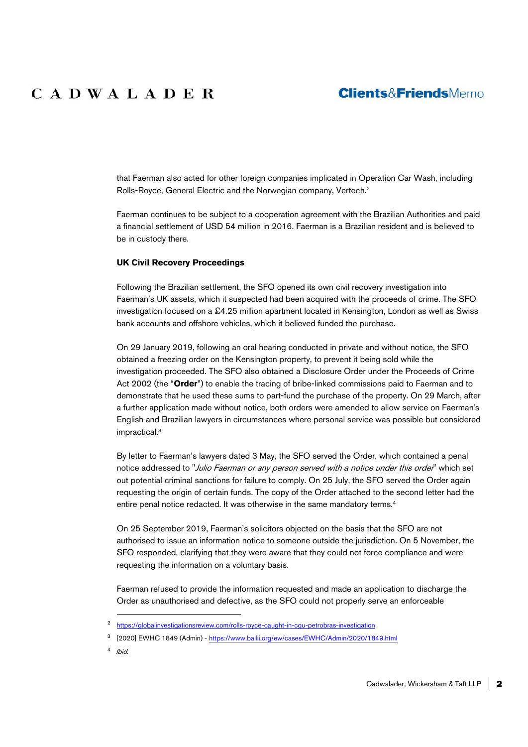that Faerman also acted for other foreign companies implicated in Operation Car Wash, including Rolls-Royce, General Electric and the Norwegian company, Vertech.[2]

Faerman continues to be subject to a cooperation agreement with the Brazilian Authorities and paid a financial settlement of USD 54 million in 2016. Faerman is a Brazilian resident and is believed to be in custody there.

**UK Civil Recovery Proceedings**

Following the Brazilian settlement, the SFO opened its own civil recovery investigation into Faerman's UK assets, which it suspected had been acquired with the proceeds of crime. The SFO investigation focused on a £4.25 million apartment located in Kensington, London as well as Swiss bank accounts and offshore vehicles, which it believed funded the purchase.

On 29 January 2019, following an oral hearing conducted in private and without notice, the SFO obtained a freezing order on the Kensington property, to prevent it being sold while the investigation proceeded. The SFO also obtained a Disclosure Order under the Proceeds of Crime Act 2002 (the "**Order**") to enable the tracing of bribe-linked commissions paid to Faerman and to demonstrate that he used these sums to part-fund the purchase of the property. On 29 March, after a further application made without notice, both orders were amended to allow service on Faerman's English and Brazilian lawyers in circumstances where personal service was possible but considered impractical.[3]

By letter to Faerman's lawyers dated 3 May, the SFO served the Order, which contained a penal notice addressed to "*Julio Faerman or any person served with a notice under this order*" which set out potential criminal sanctions for failure to comply. On 25 July, the SFO served the Order again requesting the origin of certain funds. The copy of the Order attached to the second letter had the entire penal notice redacted. It was otherwise in the same mandatory terms.[4]

On 25 September 2019, Faerman's solicitors objected on the basis that the SFO are not authorised to issue an information notice to someone outside the jurisdiction. On 5 November, the SFO responded, clarifying that they were aware that they could not force compliance and were requesting the information on a voluntary basis.

Faerman refused to provide the information requested and made an application to discharge the Order as unauthorised and defective, as the SFO could not properly serve an enforceable

---

[2] https://globalinvestigationsreview.com/rolls-royce-caught-in-cgu-petrobras-investigation

[3] [2020] EWHC 1849 (Admin) - https://www.bailii.org/ew/cases/EWHC/Admin/2020/1849.html

[4] *Ibid.*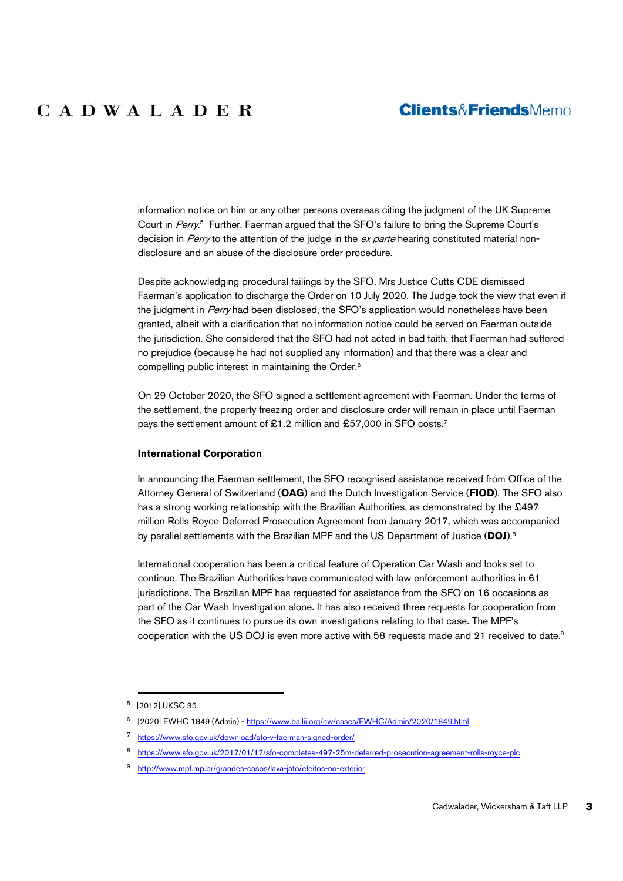information notice on him or any other persons overseas citing the judgment of the UK Supreme Court in *Perry*.[5] Further, Faerman argued that the SFO's failure to bring the Supreme Court's decision in *Perry* to the attention of the judge in the *ex parte* hearing constituted material non-disclosure and an abuse of the disclosure order procedure.

Despite acknowledging procedural failings by the SFO, Mrs Justice Cutts CDE dismissed Faerman's application to discharge the Order on 10 July 2020. The Judge took the view that even if the judgment in *Perry* had been disclosed, the SFO's application would nonetheless have been granted, albeit with a clarification that no information notice could be served on Faerman outside the jurisdiction. She considered that the SFO had not acted in bad faith, that Faerman had suffered no prejudice (because he had not supplied any information) and that there was a clear and compelling public interest in maintaining the Order.[6]

On 29 October 2020, the SFO signed a settlement agreement with Faerman. Under the terms of the settlement, the property freezing order and disclosure order will remain in place until Faerman pays the settlement amount of £1.2 million and £57,000 in SFO costs.[7]

**International Corporation**

In announcing the Faerman settlement, the SFO recognised assistance received from Office of the Attorney General of Switzerland (**OAG**) and the Dutch Investigation Service (**FIOD**). The SFO also has a strong working relationship with the Brazilian Authorities, as demonstrated by the £497 million Rolls Royce Deferred Prosecution Agreement from January 2017, which was accompanied by parallel settlements with the Brazilian MPF and the US Department of Justice (**DOJ**).[8]

International cooperation has been a critical feature of Operation Car Wash and looks set to continue. The Brazilian Authorities have communicated with law enforcement authorities in 61 jurisdictions. The Brazilian MPF has requested for assistance from the SFO on 16 occasions as part of the Car Wash Investigation alone. It has also received three requests for cooperation from the SFO as it continues to pursue its own investigations relating to that case. The MPF's cooperation with the US DOJ is even more active with 58 requests made and 21 received to date.[9]

---

[5] [2012] UKSC 35

[6] [2020] EWHC 1849 (Admin) - https://www.bailii.org/ew/cases/EWHC/Admin/2020/1849.html

[7] https://www.sfo.gov.uk/download/sfo-v-faerman-signed-order/

[8] https://www.sfo.gov.uk/2017/01/17/sfo-completes-497-25m-deferred-prosecution-agreement-rolls-royce-plc

[9] http://www.mpf.mp.br/grandes-casos/lava-jato/efeitos-no-exterior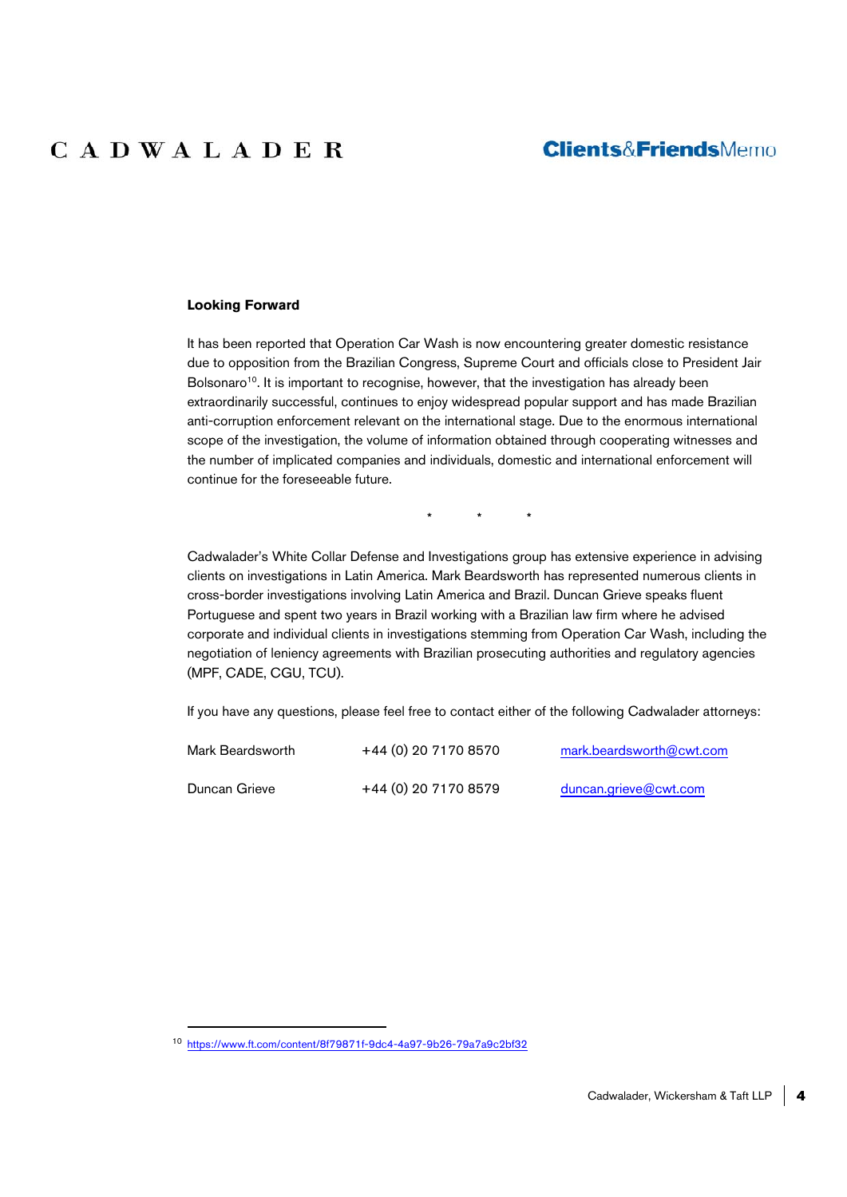**Looking Forward**

It has been reported that Operation Car Wash is now encountering greater domestic resistance due to opposition from the Brazilian Congress, Supreme Court and officials close to President Jair Bolsonaro[10]. It is important to recognise, however, that the investigation has already been extraordinarily successful, continues to enjoy widespread popular support and has made Brazilian anti-corruption enforcement relevant on the international stage. Due to the enormous international scope of the investigation, the volume of information obtained through cooperating witnesses and the number of implicated companies and individuals, domestic and international enforcement will continue for the foreseeable future.

\*   \*   \*

Cadwalader's White Collar Defense and Investigations group has extensive experience in advising clients on investigations in Latin America. Mark Beardsworth has represented numerous clients in cross-border investigations involving Latin America and Brazil. Duncan Grieve speaks fluent Portuguese and spent two years in Brazil working with a Brazilian law firm where he advised corporate and individual clients in investigations stemming from Operation Car Wash, including the negotiation of leniency agreements with Brazilian prosecuting authorities and regulatory agencies (MPF, CADE, CGU, TCU).

If you have any questions, please feel free to contact either of the following Cadwalader attorneys:

| | | |
|---|---|---|
| Mark Beardsworth | +44 (0) 20 7170 8570 | mark.beardsworth@cwt.com |
| Duncan Grieve | +44 (0) 20 7170 8579 | duncan.grieve@cwt.com |

[10] https://www.ft.com/content/8f79871f-9dc4-4a97-9b26-79a7a9c2bf32